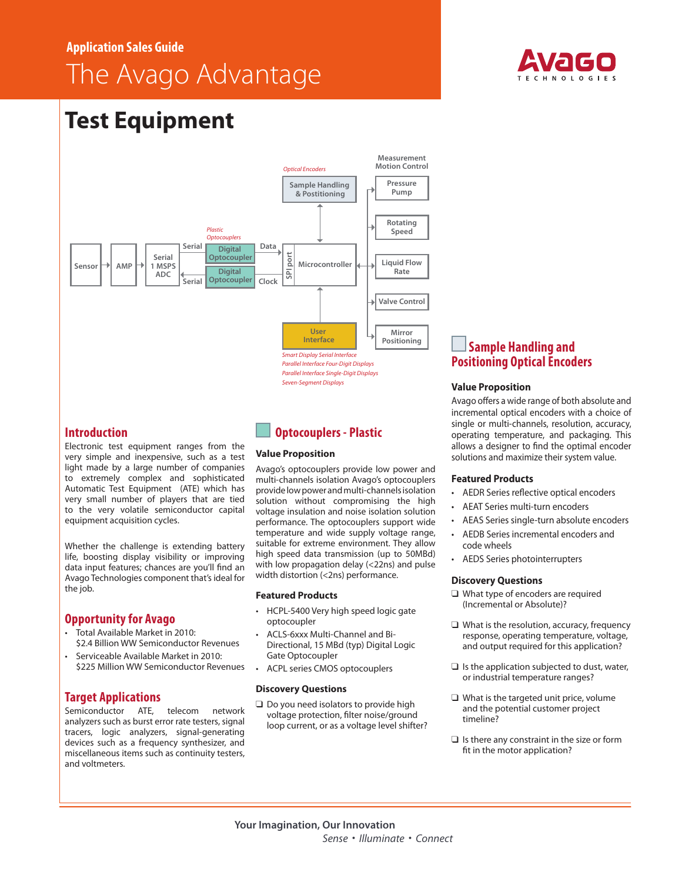Application Sales Guide

# The Avago Advantage

# Test Equipment

Optical Encoders

Sample Handling & Postitioning

Measurement Motion Control

Pressure Pump

Rotating Speed

Liquid Flow Rate

Valve Control

Mirror Positioning

Sensor → AMP → Serial 1 MSPS ADC

Serial / Serial

Plastic Optocouplers

Digital Optocoupler

Digital Optocoupler

Data / Clock

SPI port

Microcontroller

User Interface

Smart Display Serial Interface
Parallel Interface Four-Digit Displays
Parallel Interface Single-Digit Displays
Seven-Segment Displays

## Introduction

Electronic test equipment ranges from the very simple and inexpensive, such as a test light made by a large number of companies to extremely complex and sophisticated Automatic Test Equipment (ATE) which has very small number of players that are tied to the very volatile semiconductor capital equipment acquisition cycles.

Whether the challenge is extending battery life, boosting display visibility or improving data input features; chances are you'll find an Avago Technologies component that's ideal for the job.

## Opportunity for Avago

- Total Available Market in 2010: $2.4 Billion WW Semiconductor Revenues
- Serviceable Available Market in 2010: $225 Million WW Semiconductor Revenues

## Target Applications

Semiconductor ATE, telecom network analyzers such as burst error rate testers, signal tracers, logic analyzers, signal-generating devices such as a frequency synthesizer, and miscellaneous items such as continuity testers, and voltmeters.

## Optocouplers - Plastic

### Value Proposition

Avago's optocouplers provide low power and multi-channels isolation Avago's optocouplers provide low power and multi-channels isolation solution without compromising the high voltage insulation and noise isolation solution performance. The optocouplers support wide temperature and wide supply voltage range, suitable for extreme environment. They allow high speed data transmission (up to 50MBd) with low propagation delay (<22ns) and pulse width distortion (<2ns) performance.

### Featured Products

- HCPL-5400 Very high speed logic gate optocoupler
- ACLS-6xxx Multi-Channel and Bi-Directional, 15 MBd (typ) Digital Logic Gate Optocoupler
- ACPL series CMOS optocouplers

### Discovery Questions

❑ Do you need isolators to provide high voltage protection, filter noise/ground loop current, or as a voltage level shifter?

## Sample Handling and Positioning Optical Encoders

### Value Proposition

Avago offers a wide range of both absolute and incremental optical encoders with a choice of single or multi-channels, resolution, accuracy, operating temperature, and packaging. This allows a designer to find the optimal encoder solutions and maximize their system value.

### Featured Products

- AEDR Series reflective optical encoders
- AEAT Series multi-turn encoders
- AEAS Series single-turn absolute encoders
- AEDB Series incremental encoders and code wheels
- AEDS Series photointerrupters

### Discovery Questions

❑ What type of encoders are required (Incremental or Absolute)?

❑ What is the resolution, accuracy, frequency response, operating temperature, voltage, and output required for this application?

❑ Is the application subjected to dust, water, or industrial temperature ranges?

❑ What is the targeted unit price, volume and the potential customer project timeline?

❑ Is there any constraint in the size or form fit in the motor application?

Your Imagination, Our Innovation

*Sense • Illuminate • Connect*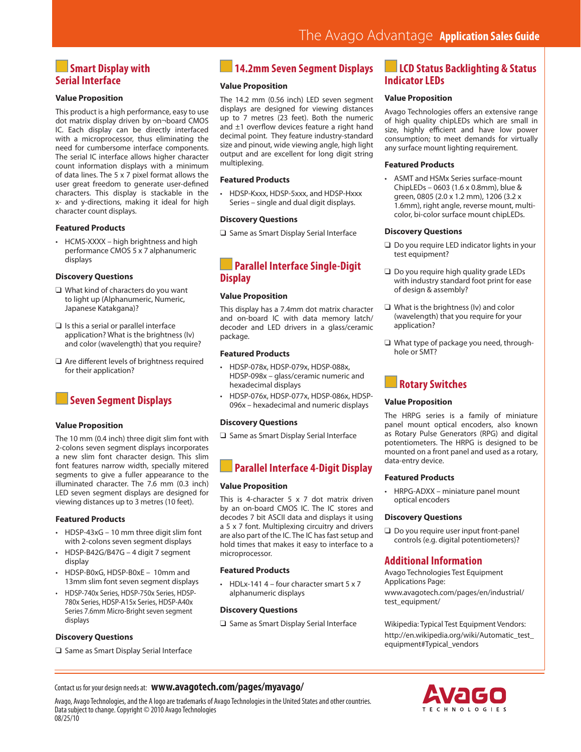## Smart Display with Serial Interface

### Value Proposition

This product is a high performance, easy to use dot matrix display driven by on¬board CMOS IC. Each display can be directly interfaced with a microprocessor, thus eliminating the need for cumbersome interface components. The serial IC interface allows higher character count information displays with a minimum of data lines. The 5 x 7 pixel format allows the user great freedom to generate user-defined characters. This display is stackable in the x- and y-directions, making it ideal for high character count displays.

### Featured Products

- HCMS-XXXX – high brightness and high performance CMOS 5 x 7 alphanumeric displays

### Discovery Questions

- ❑ What kind of characters do you want to light up (Alphanumeric, Numeric, Japanese Katakgana)?
- ❑ Is this a serial or parallel interface application? What is the brightness (Iv) and color (wavelength) that you require?
- ❑ Are different levels of brightness required for their application?

## Seven Segment Displays

### Value Proposition

The 10 mm (0.4 inch) three digit slim font with 2-colons seven segment displays incorporates a new slim font character design. This slim font features narrow width, specially mitered segments to give a fuller appearance to the illuminated character. The 7.6 mm (0.3 inch) LED seven segment displays are designed for viewing distances up to 3 metres (10 feet).

### Featured Products

- HDSP-43xG – 10 mm three digit slim font with 2-colons seven segment displays
- HDSP-B42G/B47G – 4 digit 7 segment display
- HDSP-B0xG, HDSP-B0xE – 10mm and 13mm slim font seven segment displays
- HDSP-740x Series, HDSP-750x Series, HDSP-780x Series, HDSP-A15x Series, HDSP-A40x Series 7.6mm Micro-Bright seven segment displays

### Discovery Questions

- ❑ Same as Smart Display Serial Interface

## 14.2mm Seven Segment Displays

### Value Proposition

The 14.2 mm (0.56 inch) LED seven segment displays are designed for viewing distances up to 7 metres (23 feet). Both the numeric and ±1 overflow devices feature a right hand decimal point. They feature industry-standard size and pinout, wide viewing angle, high light output and are excellent for long digit string multiplexing.

### Featured Products

- HDSP-Kxxx, HDSP-5xxx, and HDSP-Hxxx Series – single and dual digit displays.

### Discovery Questions

- ❑ Same as Smart Display Serial Interface

## Parallel Interface Single-Digit Display

### Value Proposition

This display has a 7.4mm dot matrix character and on-board IC with data memory latch/ decoder and LED drivers in a glass/ceramic package.

### Featured Products

- HDSP-078x, HDSP-079x, HDSP-088x, HDSP-098x – glass/ceramic numeric and hexadecimal displays
- HDSP-076x, HDSP-077x, HDSP-086x, HDSP-096x – hexadecimal and numeric displays

### Discovery Questions

- ❑ Same as Smart Display Serial Interface

## Parallel Interface 4-Digit Display

### Value Proposition

This is 4-character 5 x 7 dot matrix driven by an on-board CMOS IC. The IC stores and decodes 7 bit ASCII data and displays it using a 5 x 7 font. Multiplexing circuitry and drivers are also part of the IC. The IC has fast setup and hold times that makes it easy to interface to a microprocessor.

### Featured Products

- HDLx-141 4 – four character smart 5 x 7 alphanumeric displays

### Discovery Questions

- ❑ Same as Smart Display Serial Interface

## LCD Status Backlighting & Status Indicator LEDs

### Value Proposition

Avago Technologies offers an extensive range of high quality chipLEDs which are small in size, highly efficient and have low power consumption; to meet demands for virtually any surface mount lighting requirement.

### Featured Products

- ASMT and HSMx Series surface-mount ChipLEDs – 0603 (1.6 x 0.8mm), blue & green, 0805 (2.0 x 1.2 mm), 1206 (3.2 x 1.6mm), right angle, reverse mount, multi-color, bi-color surface mount chipLEDs.

### Discovery Questions

- ❑ Do you require LED indicator lights in your test equipment?
- ❑ Do you require high quality grade LEDs with industry standard foot print for ease of design & assembly?
- ❑ What is the brightness (Iv) and color (wavelength) that you require for your application?
- ❑ What type of package you need, through-hole or SMT?

## Rotary Switches

### Value Proposition

The HRPG series is a family of miniature panel mount optical encoders, also known as Rotary Pulse Generators (RPG) and digital potentiometers. The HRPG is designed to be mounted on a front panel and used as a rotary, data-entry device.

### Featured Products

- HRPG-ADXX – miniature panel mount optical encoders

### Discovery Questions

- ❑ Do you require user input front-panel controls (e.g. digital potentiometers)?

## Additional Information

Avago Technologies Test Equipment Applications Page:
www.avagotech.com/pages/en/industrial/test_equipment/

Wikipedia: Typical Test Equipment Vendors:
http://en.wikipedia.org/wiki/Automatic_test_equipment#Typical_vendors

Contact us for your design needs at: **www.avagotech.com/pages/myavago/**

Avago, Avago Technologies, and the A logo are trademarks of Avago Technologies in the United States and other countries.
Data subject to change. Copyright © 2010 Avago Technologies
08/25/10